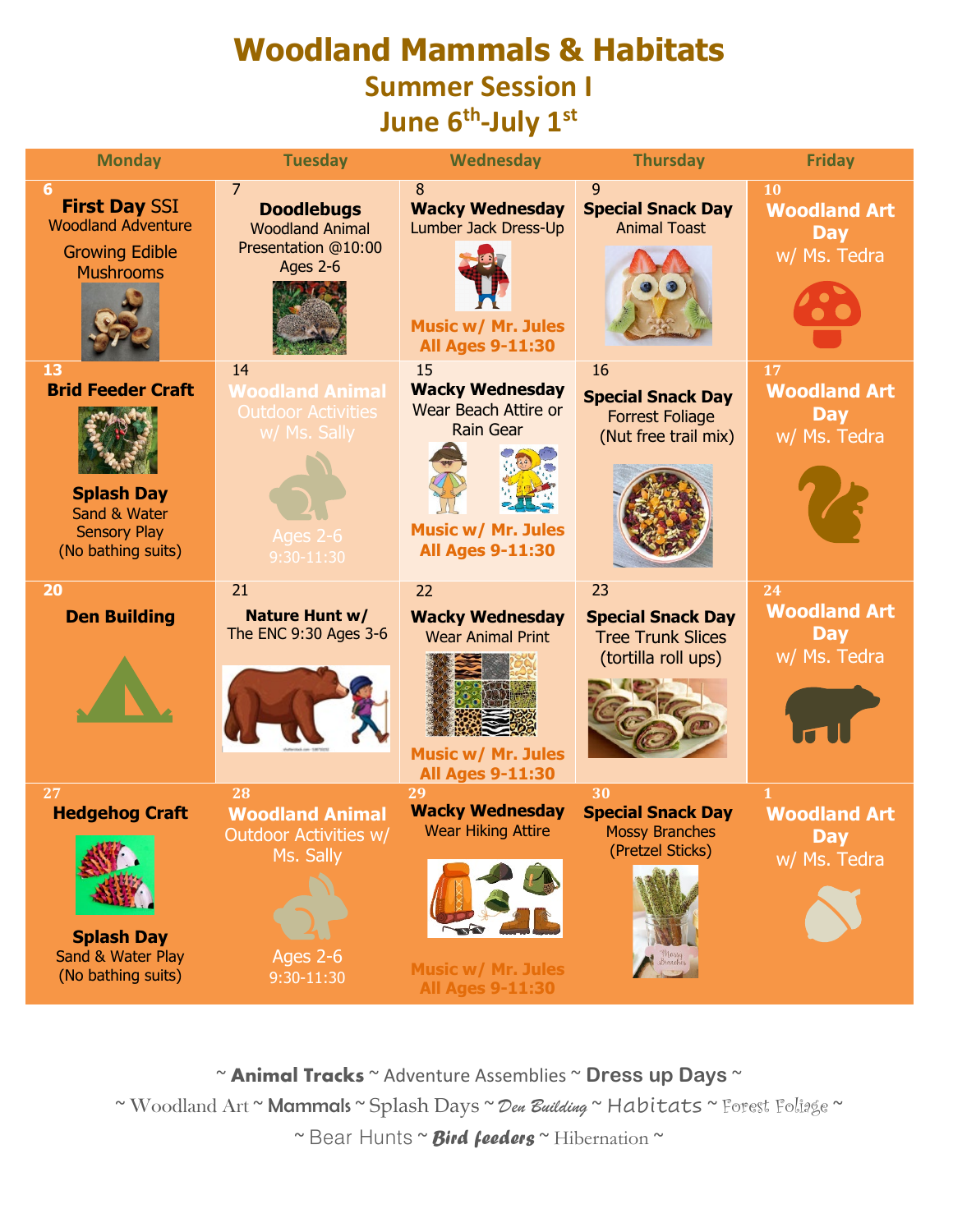# Woodland Mammals & Habitats

## Summer Session I

## June 6th-July 1st

| Monday | Tuesday | Wednesday | Thursday | Friday |
|---|---|---|---|---|
| 6 **First Day** SSI Woodland Adventure Growing Edible Mushrooms | 7 **Doodlebugs** Woodland Animal Presentation @10:00 Ages 2-6 | 8 **Wacky Wednesday** Lumber Jack Dress-Up **Music w/ Mr. Jules All Ages 9-11:30** | 9 **Special Snack Day** Animal Toast | 10 **Woodland Art Day** w/ Ms. Tedra |
| 13 **Brid Feeder Craft** **Splash Day** Sand & Water Sensory Play (No bathing suits) | 14 **Woodland Animal** Outdoor Activities w/ Ms. Sally Ages 2-6 9:30-11:30 | 15 **Wacky Wednesday** Wear Beach Attire or Rain Gear **Music w/ Mr. Jules All Ages 9-11:30** | 16 **Special Snack Day** Forrest Foliage (Nut free trail mix) | 17 **Woodland Art Day** w/ Ms. Tedra |
| 20 **Den Building** | 21 **Nature Hunt w/** The ENC 9:30 Ages 3-6 | 22 **Wacky Wednesday** Wear Animal Print **Music w/ Mr. Jules All Ages 9-11:30** | 23 **Special Snack Day** Tree Trunk Slices (tortilla roll ups) | 24 **Woodland Art Day** w/ Ms. Tedra |
| 27 **Hedgehog Craft** **Splash Day** Sand & Water Play (No bathing suits) | 28 **Woodland Animal** Outdoor Activities w/ Ms. Sally Ages 2-6 9:30-11:30 | 29 **Wacky Wednesday** Wear Hiking Attire **Music w/ Mr. Jules All Ages 9-11:30** | 30 **Special Snack Day** Mossy Branches (Pretzel Sticks) | 1 **Woodland Art Day** w/ Ms. Tedra |

~ **Animal Tracks** ~ Adventure Assemblies ~ **Dress up Days** ~

~ Woodland Art ~ **Mammals** ~ Splash Days ~ *Den Building* ~ Habitats ~ Forest Foliage ~

~ Bear Hunts ~ ***Bird feeders*** ~ Hibernation ~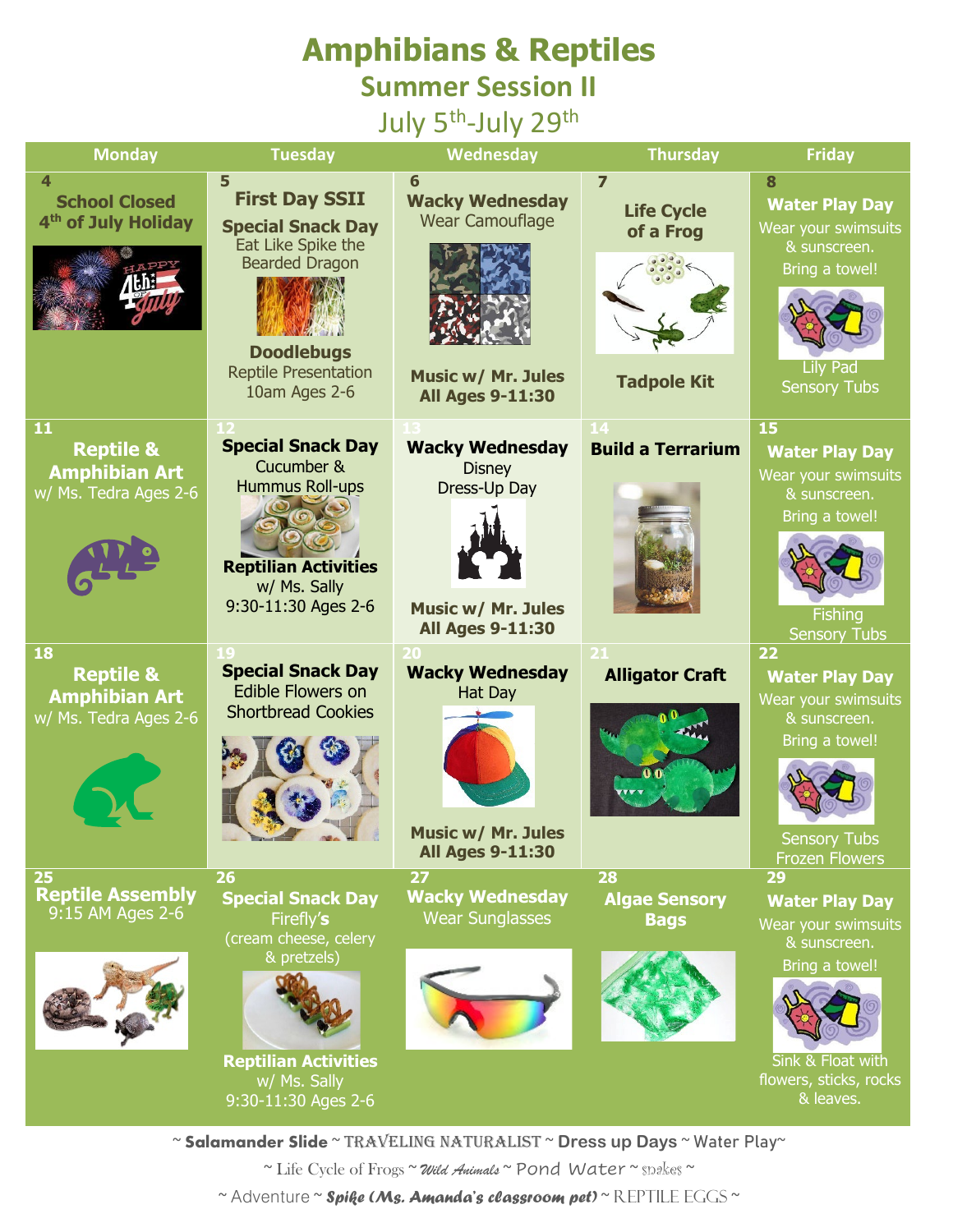# Amphibians & Reptiles

## Summer Session II

July 5th-July 29th

| Monday | Tuesday | Wednesday | Thursday | Friday |
|---|---|---|---|---|
| 4 **School Closed 4th of July Holiday** | 5 **First Day SSII** **Special Snack Day** Eat Like Spike the Bearded Dragon **Doodlebugs** Reptile Presentation 10am Ages 2-6 | 6 **Wacky Wednesday** Wear Camouflage **Music w/ Mr. Jules All Ages 9-11:30** | 7 **Life Cycle of a Frog** **Tadpole Kit** | 8 **Water Play Day** Wear your swimsuits & sunscreen. Bring a towel! Lily Pad Sensory Tubs |
| 11 **Reptile & Amphibian Art** w/ Ms. Tedra Ages 2-6 | 12 **Special Snack Day** Cucumber & Hummus Roll-ups **Reptilian Activities** w/ Ms. Sally 9:30-11:30 Ages 2-6 | 13 **Wacky Wednesday** Disney Dress-Up Day **Music w/ Mr. Jules All Ages 9-11:30** | 14 **Build a Terrarium** | 15 **Water Play Day** Wear your swimsuits & sunscreen. Bring a towel! Fishing Sensory Tubs |
| 18 **Reptile & Amphibian Art** w/ Ms. Tedra Ages 2-6 | 19 **Special Snack Day** Edible Flowers on Shortbread Cookies | 20 **Wacky Wednesday** Hat Day **Music w/ Mr. Jules All Ages 9-11:30** | 21 **Alligator Craft** | 22 **Water Play Day** Wear your swimsuits & sunscreen. Bring a towel! Sensory Tubs Frozen Flowers |
| 25 **Reptile Assembly** 9:15 AM Ages 2-6 | 26 **Special Snack Day** Firefly's (cream cheese, celery & pretzels) **Reptilian Activities** w/ Ms. Sally 9:30-11:30 Ages 2-6 | 27 **Wacky Wednesday** Wear Sunglasses | 28 **Algae Sensory Bags** | 29 **Water Play Day** Wear your swimsuits & sunscreen. Bring a towel! Sink & Float with flowers, sticks, rocks & leaves. |

~ **Salamander Slide** ~ TRAVELING NATURALIST ~ **Dress up Days** ~ Water Play~

~ Life Cycle of Frogs ~ *Wild Animals* ~ Pond Water ~ snakes ~

~ Adventure ~ ***Spike (Ms. Amanda's classroom pet)*** ~ REPTILE EGGS ~